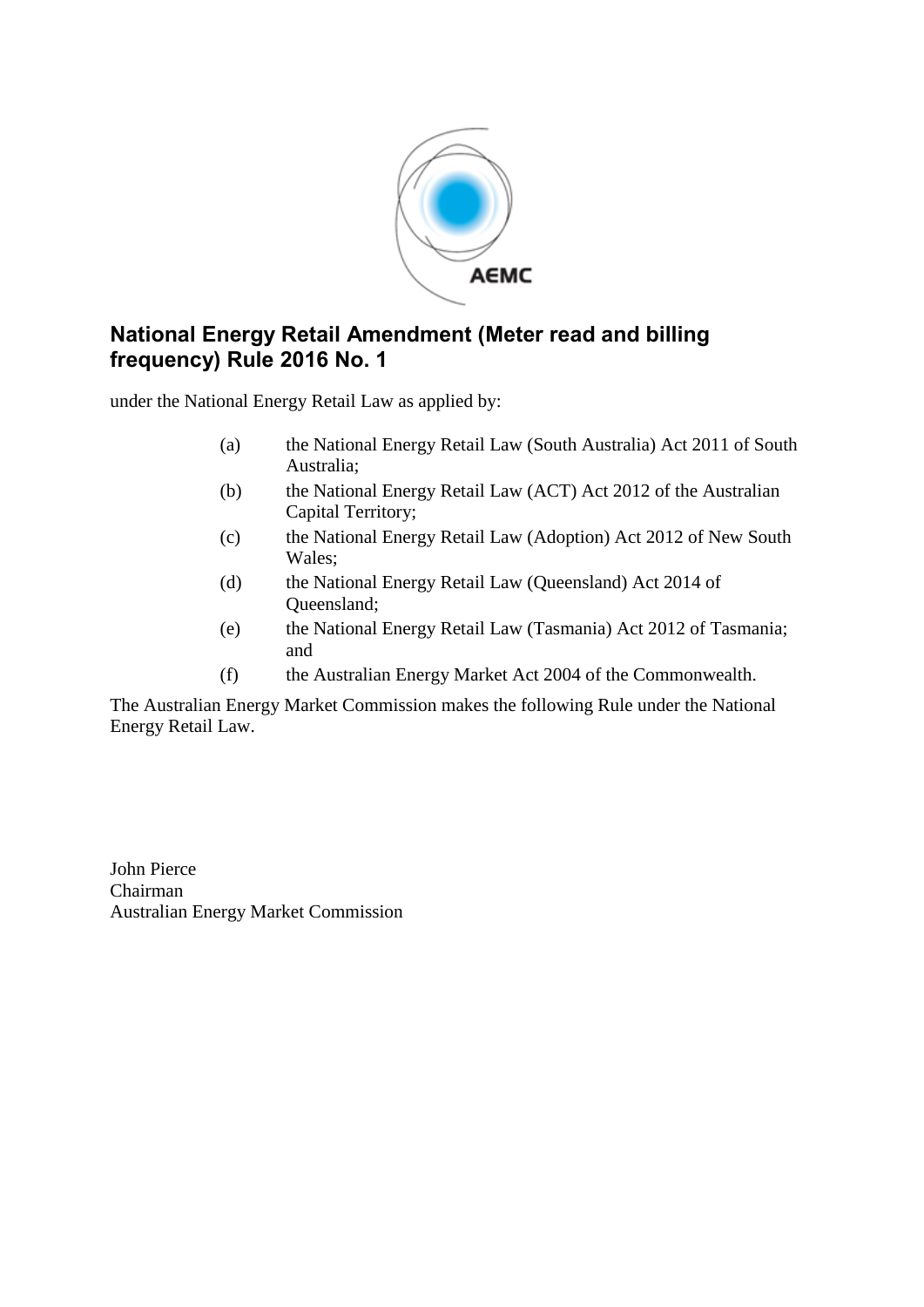# National Energy Retail Amendment (Meter read and billing frequency) Rule 2016 No. 1

under the National Energy Retail Law as applied by:

(a) the National Energy Retail Law (South Australia) Act 2011 of South Australia;

(b) the National Energy Retail Law (ACT) Act 2012 of the Australian Capital Territory;

(c) the National Energy Retail Law (Adoption) Act 2012 of New South Wales;

(d) the National Energy Retail Law (Queensland) Act 2014 of Queensland;

(e) the National Energy Retail Law (Tasmania) Act 2012 of Tasmania; and

(f) the Australian Energy Market Act 2004 of the Commonwealth.

The Australian Energy Market Commission makes the following Rule under the National Energy Retail Law.

John Pierce
Chairman
Australian Energy Market Commission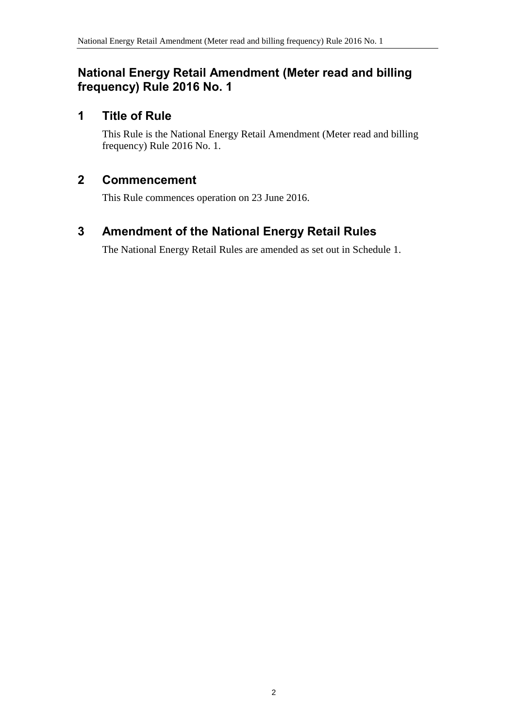# National Energy Retail Amendment (Meter read and billing frequency) Rule 2016 No. 1

## 1 Title of Rule

This Rule is the National Energy Retail Amendment (Meter read and billing frequency) Rule 2016 No. 1.

## 2 Commencement

This Rule commences operation on 23 June 2016.

## 3 Amendment of the National Energy Retail Rules

The National Energy Retail Rules are amended as set out in Schedule 1.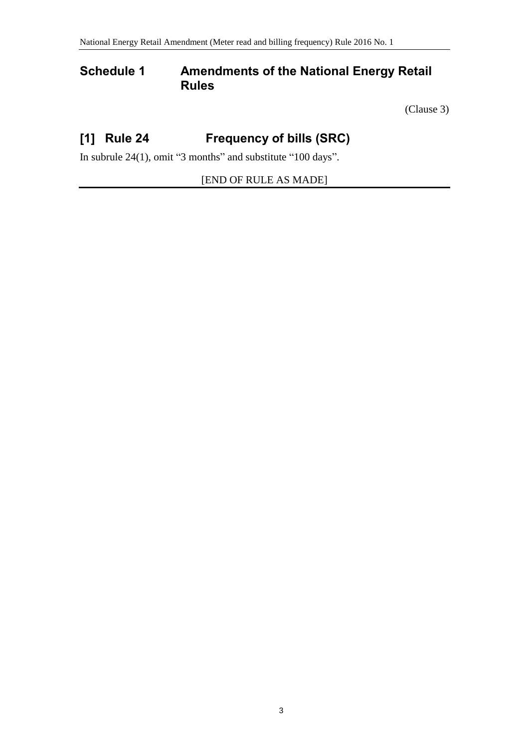# Schedule 1 Amendments of the National Energy Retail Rules

(Clause 3)

## [1] Rule 24 Frequency of bills (SRC)

In subrule 24(1), omit "3 months" and substitute "100 days".

[END OF RULE AS MADE]